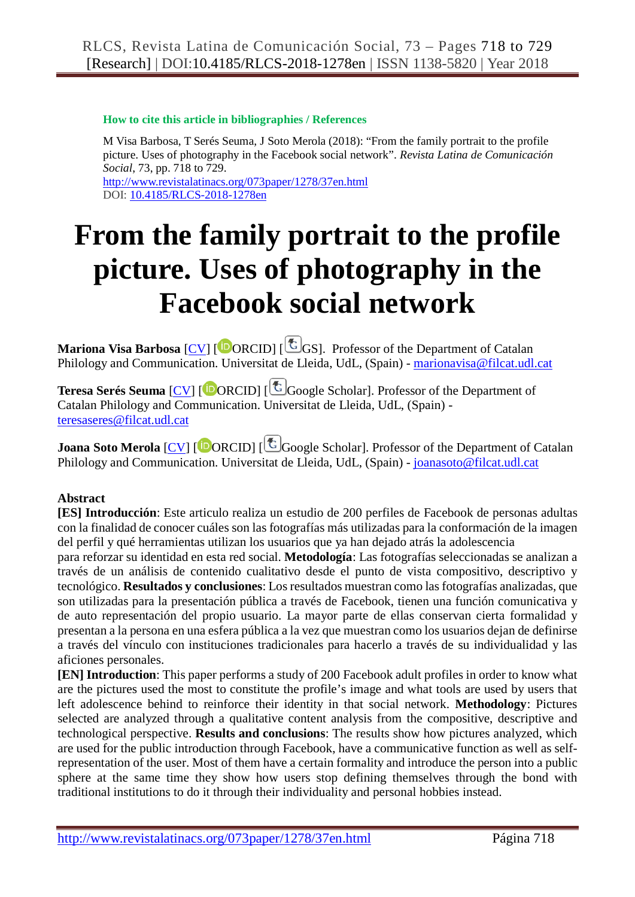**How to cite this article in bibliographies / References**

M Visa Barbosa, T Serés Seuma, J Soto Merola (2018): "From the family portrait to the profile picture. Uses of photography in the Facebook social network". *Revista Latina de Comunicación Social*, 73, pp. 718 to 729.
http://www.revistalatinacs.org/073paper/1278/37en.html
DOI: 10.4185/RLCS-2018-1278en

# From the family portrait to the profile picture. Uses of photography in the Facebook social network

**Mariona Visa Barbosa** [CV] [ORCID] [GS]. Professor of the Department of Catalan Philology and Communication. Universitat de Lleida, UdL, (Spain) - marionavisa@filcat.udl.cat

**Teresa Serés Seuma** [CV] [ORCID] [Google Scholar]. Professor of the Department of Catalan Philology and Communication. Universitat de Lleida, UdL, (Spain) - teresaseres@filcat.udl.cat

**Joana Soto Merola** [CV] [ORCID] [Google Scholar]. Professor of the Department of Catalan Philology and Communication. Universitat de Lleida, UdL, (Spain) - joanasoto@filcat.udl.cat

**Abstract**

**[ES] Introducción**: Este articulo realiza un estudio de 200 perfiles de Facebook de personas adultas con la finalidad de conocer cuáles son las fotografías más utilizadas para la conformación de la imagen del perfil y qué herramientas utilizan los usuarios que ya han dejado atrás la adolescencia para reforzar su identidad en esta red social. **Metodología**: Las fotografías seleccionadas se analizan a través de un análisis de contenido cualitativo desde el punto de vista compositivo, descriptivo y tecnológico. **Resultados y conclusiones**: Los resultados muestran como las fotografías analizadas, que son utilizadas para la presentación pública a través de Facebook, tienen una función comunicativa y de auto representación del propio usuario. La mayor parte de ellas conservan cierta formalidad y presentan a la persona en una esfera pública a la vez que muestran como los usuarios dejan de definirse a través del vínculo con instituciones tradicionales para hacerlo a través de su individualidad y las aficiones personales.

**[EN] Introduction**: This paper performs a study of 200 Facebook adult profiles in order to know what are the pictures used the most to constitute the profile's image and what tools are used by users that left adolescence behind to reinforce their identity in that social network. **Methodology**: Pictures selected are analyzed through a qualitative content analysis from the compositive, descriptive and technological perspective. **Results and conclusions**: The results show how pictures analyzed, which are used for the public introduction through Facebook, have a communicative function as well as self-representation of the user. Most of them have a certain formality and introduce the person into a public sphere at the same time they show how users stop defining themselves through the bond with traditional institutions to do it through their individuality and personal hobbies instead.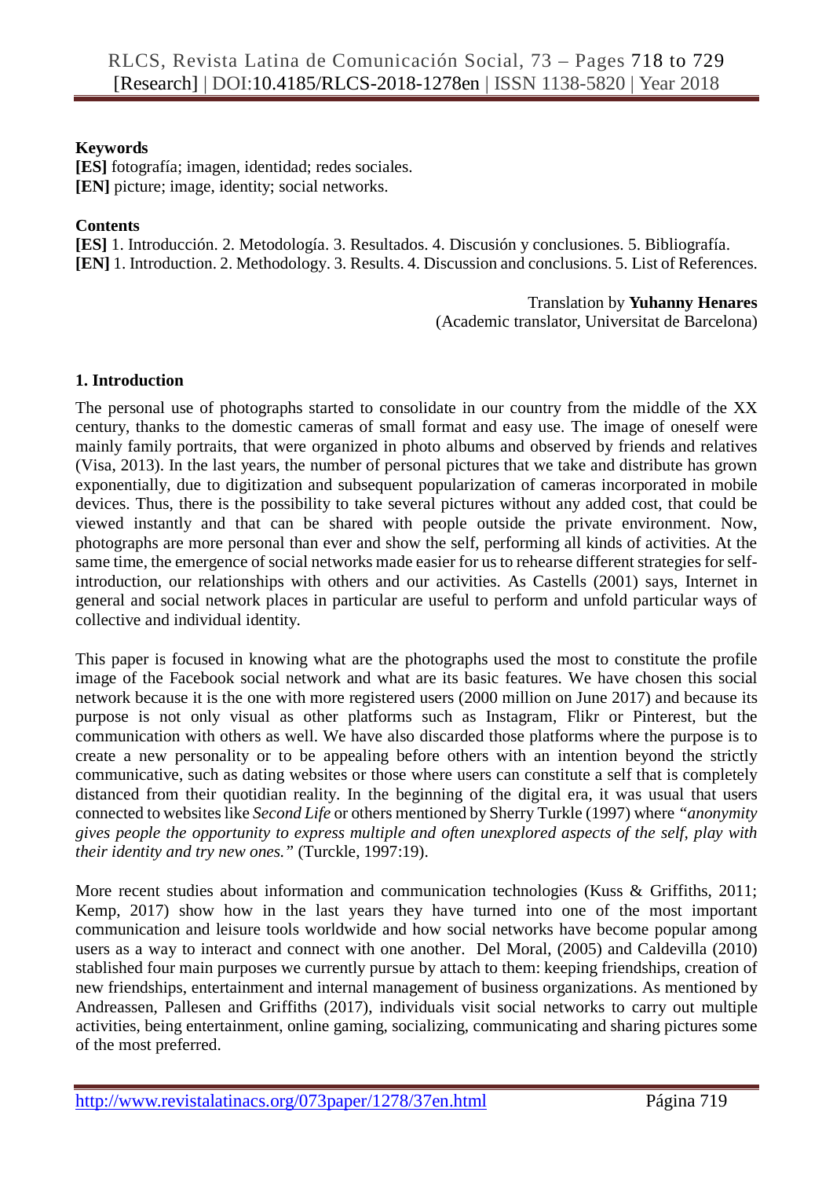**Keywords**
**[ES]** fotografía; imagen, identidad; redes sociales.
**[EN]** picture; image, identity; social networks.

**Contents**
**[ES]** 1. Introducción. 2. Metodología. 3. Resultados. 4. Discusión y conclusiones. 5. Bibliografía.
**[EN]** 1. Introduction. 2. Methodology. 3. Results. 4. Discussion and conclusions. 5. List of References.

Translation by **Yuhanny Henares**
(Academic translator, Universitat de Barcelona)

## 1. Introduction

The personal use of photographs started to consolidate in our country from the middle of the XX century, thanks to the domestic cameras of small format and easy use. The image of oneself were mainly family portraits, that were organized in photo albums and observed by friends and relatives (Visa, 2013). In the last years, the number of personal pictures that we take and distribute has grown exponentially, due to digitization and subsequent popularization of cameras incorporated in mobile devices. Thus, there is the possibility to take several pictures without any added cost, that could be viewed instantly and that can be shared with people outside the private environment. Now, photographs are more personal than ever and show the self, performing all kinds of activities. At the same time, the emergence of social networks made easier for us to rehearse different strategies for self-introduction, our relationships with others and our activities. As Castells (2001) says, Internet in general and social network places in particular are useful to perform and unfold particular ways of collective and individual identity.

This paper is focused in knowing what are the photographs used the most to constitute the profile image of the Facebook social network and what are its basic features. We have chosen this social network because it is the one with more registered users (2000 million on June 2017) and because its purpose is not only visual as other platforms such as Instagram, Flikr or Pinterest, but the communication with others as well. We have also discarded those platforms where the purpose is to create a new personality or to be appealing before others with an intention beyond the strictly communicative, such as dating websites or those where users can constitute a self that is completely distanced from their quotidian reality. In the beginning of the digital era, it was usual that users connected to websites like *Second Life* or others mentioned by Sherry Turkle (1997) where *"anonymity gives people the opportunity to express multiple and often unexplored aspects of the self, play with their identity and try new ones."* (Turckle, 1997:19).

More recent studies about information and communication technologies (Kuss & Griffiths, 2011; Kemp, 2017) show how in the last years they have turned into one of the most important communication and leisure tools worldwide and how social networks have become popular among users as a way to interact and connect with one another. Del Moral, (2005) and Caldevilla (2010) stablished four main purposes we currently pursue by attach to them: keeping friendships, creation of new friendships, entertainment and internal management of business organizations. As mentioned by Andreassen, Pallesen and Griffiths (2017), individuals visit social networks to carry out multiple activities, being entertainment, online gaming, socializing, communicating and sharing pictures some of the most preferred.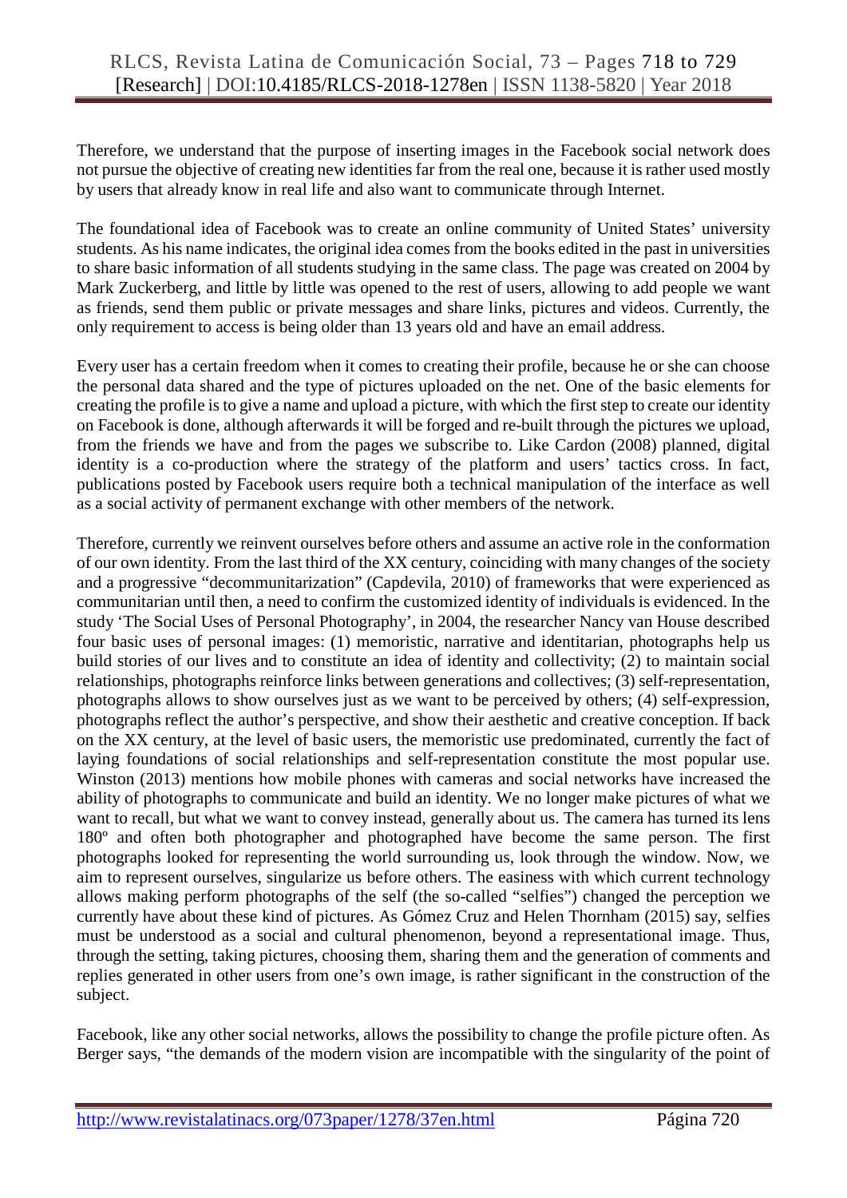Therefore, we understand that the purpose of inserting images in the Facebook social network does not pursue the objective of creating new identities far from the real one, because it is rather used mostly by users that already know in real life and also want to communicate through Internet.

The foundational idea of Facebook was to create an online community of United States' university students. As his name indicates, the original idea comes from the books edited in the past in universities to share basic information of all students studying in the same class. The page was created on 2004 by Mark Zuckerberg, and little by little was opened to the rest of users, allowing to add people we want as friends, send them public or private messages and share links, pictures and videos. Currently, the only requirement to access is being older than 13 years old and have an email address.

Every user has a certain freedom when it comes to creating their profile, because he or she can choose the personal data shared and the type of pictures uploaded on the net. One of the basic elements for creating the profile is to give a name and upload a picture, with which the first step to create our identity on Facebook is done, although afterwards it will be forged and re-built through the pictures we upload, from the friends we have and from the pages we subscribe to. Like Cardon (2008) planned, digital identity is a co-production where the strategy of the platform and users' tactics cross. In fact, publications posted by Facebook users require both a technical manipulation of the interface as well as a social activity of permanent exchange with other members of the network.

Therefore, currently we reinvent ourselves before others and assume an active role in the conformation of our own identity. From the last third of the XX century, coinciding with many changes of the society and a progressive "decommunitarization" (Capdevila, 2010) of frameworks that were experienced as communitarian until then, a need to confirm the customized identity of individuals is evidenced. In the study 'The Social Uses of Personal Photography', in 2004, the researcher Nancy van House described four basic uses of personal images: (1) memoristic, narrative and identitarian, photographs help us build stories of our lives and to constitute an idea of identity and collectivity; (2) to maintain social relationships, photographs reinforce links between generations and collectives; (3) self-representation, photographs allows to show ourselves just as we want to be perceived by others; (4) self-expression, photographs reflect the author's perspective, and show their aesthetic and creative conception. If back on the XX century, at the level of basic users, the memoristic use predominated, currently the fact of laying foundations of social relationships and self-representation constitute the most popular use. Winston (2013) mentions how mobile phones with cameras and social networks have increased the ability of photographs to communicate and build an identity. We no longer make pictures of what we want to recall, but what we want to convey instead, generally about us. The camera has turned its lens 180º and often both photographer and photographed have become the same person. The first photographs looked for representing the world surrounding us, look through the window. Now, we aim to represent ourselves, singularize us before others. The easiness with which current technology allows making perform photographs of the self (the so-called "selfies") changed the perception we currently have about these kind of pictures. As Gómez Cruz and Helen Thornham (2015) say, selfies must be understood as a social and cultural phenomenon, beyond a representational image. Thus, through the setting, taking pictures, choosing them, sharing them and the generation of comments and replies generated in other users from one's own image, is rather significant in the construction of the subject.

Facebook, like any other social networks, allows the possibility to change the profile picture often. As Berger says, "the demands of the modern vision are incompatible with the singularity of the point of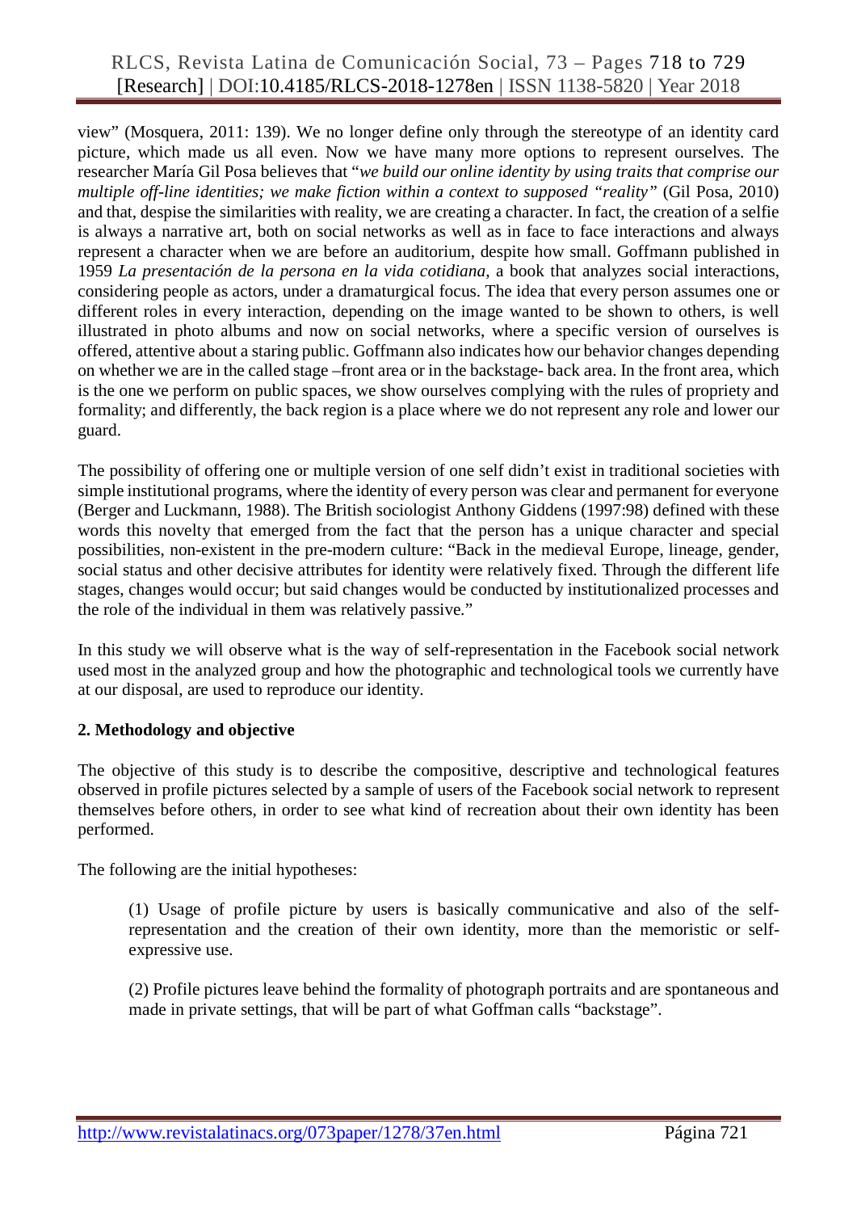view" (Mosquera, 2011: 139). We no longer define only through the stereotype of an identity card picture, which made us all even. Now we have many more options to represent ourselves. The researcher María Gil Posa believes that "*we build our online identity by using traits that comprise our multiple off-line identities; we make fiction within a context to supposed "reality"* (Gil Posa, 2010) and that, despise the similarities with reality, we are creating a character. In fact, the creation of a selfie is always a narrative art, both on social networks as well as in face to face interactions and always represent a character when we are before an auditorium, despite how small. Goffmann published in 1959 *La presentación de la persona en la vida cotidiana*, a book that analyzes social interactions, considering people as actors, under a dramaturgical focus. The idea that every person assumes one or different roles in every interaction, depending on the image wanted to be shown to others, is well illustrated in photo albums and now on social networks, where a specific version of ourselves is offered, attentive about a staring public. Goffmann also indicates how our behavior changes depending on whether we are in the called stage –front area or in the backstage- back area. In the front area, which is the one we perform on public spaces, we show ourselves complying with the rules of propriety and formality; and differently, the back region is a place where we do not represent any role and lower our guard.

The possibility of offering one or multiple version of one self didn't exist in traditional societies with simple institutional programs, where the identity of every person was clear and permanent for everyone (Berger and Luckmann, 1988). The British sociologist Anthony Giddens (1997:98) defined with these words this novelty that emerged from the fact that the person has a unique character and special possibilities, non-existent in the pre-modern culture: "Back in the medieval Europe, lineage, gender, social status and other decisive attributes for identity were relatively fixed. Through the different life stages, changes would occur; but said changes would be conducted by institutionalized processes and the role of the individual in them was relatively passive."

In this study we will observe what is the way of self-representation in the Facebook social network used most in the analyzed group and how the photographic and technological tools we currently have at our disposal, are used to reproduce our identity.

**2. Methodology and objective**

The objective of this study is to describe the compositive, descriptive and technological features observed in profile pictures selected by a sample of users of the Facebook social network to represent themselves before others, in order to see what kind of recreation about their own identity has been performed.

The following are the initial hypotheses:

> (1) Usage of profile picture by users is basically communicative and also of the self-representation and the creation of their own identity, more than the memoristic or self-expressive use.
>
> (2) Profile pictures leave behind the formality of photograph portraits and are spontaneous and made in private settings, that will be part of what Goffman calls "backstage".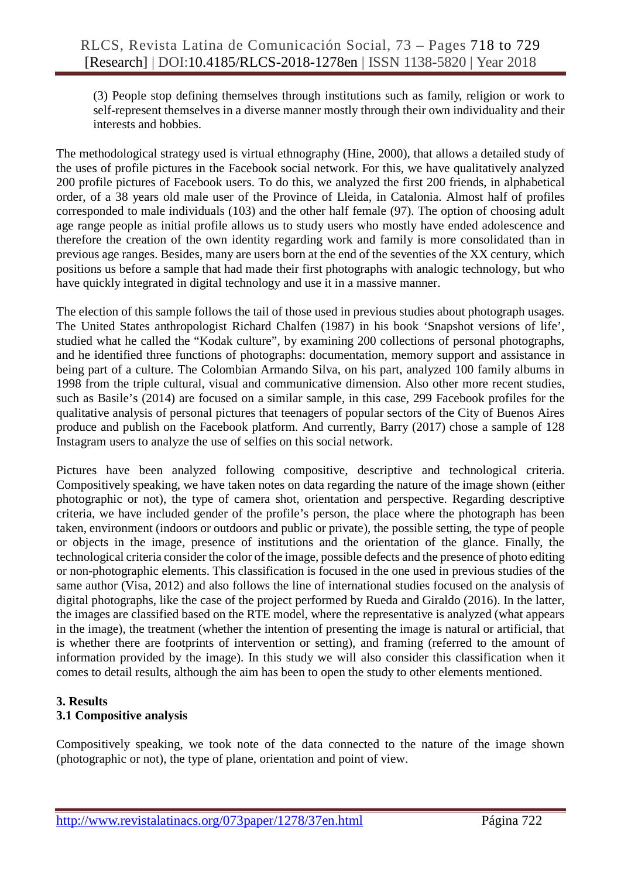(3) People stop defining themselves through institutions such as family, religion or work to self-represent themselves in a diverse manner mostly through their own individuality and their interests and hobbies.

The methodological strategy used is virtual ethnography (Hine, 2000), that allows a detailed study of the uses of profile pictures in the Facebook social network. For this, we have qualitatively analyzed 200 profile pictures of Facebook users. To do this, we analyzed the first 200 friends, in alphabetical order, of a 38 years old male user of the Province of Lleida, in Catalonia. Almost half of profiles corresponded to male individuals (103) and the other half female (97). The option of choosing adult age range people as initial profile allows us to study users who mostly have ended adolescence and therefore the creation of the own identity regarding work and family is more consolidated than in previous age ranges. Besides, many are users born at the end of the seventies of the XX century, which positions us before a sample that had made their first photographs with analogic technology, but who have quickly integrated in digital technology and use it in a massive manner.

The election of this sample follows the tail of those used in previous studies about photograph usages. The United States anthropologist Richard Chalfen (1987) in his book 'Snapshot versions of life', studied what he called the "Kodak culture", by examining 200 collections of personal photographs, and he identified three functions of photographs: documentation, memory support and assistance in being part of a culture. The Colombian Armando Silva, on his part, analyzed 100 family albums in 1998 from the triple cultural, visual and communicative dimension. Also other more recent studies, such as Basile's (2014) are focused on a similar sample, in this case, 299 Facebook profiles for the qualitative analysis of personal pictures that teenagers of popular sectors of the City of Buenos Aires produce and publish on the Facebook platform. And currently, Barry (2017) chose a sample of 128 Instagram users to analyze the use of selfies on this social network.

Pictures have been analyzed following compositive, descriptive and technological criteria. Compositively speaking, we have taken notes on data regarding the nature of the image shown (either photographic or not), the type of camera shot, orientation and perspective. Regarding descriptive criteria, we have included gender of the profile's person, the place where the photograph has been taken, environment (indoors or outdoors and public or private), the possible setting, the type of people or objects in the image, presence of institutions and the orientation of the glance. Finally, the technological criteria consider the color of the image, possible defects and the presence of photo editing or non-photographic elements. This classification is focused in the one used in previous studies of the same author (Visa, 2012) and also follows the line of international studies focused on the analysis of digital photographs, like the case of the project performed by Rueda and Giraldo (2016). In the latter, the images are classified based on the RTE model, where the representative is analyzed (what appears in the image), the treatment (whether the intention of presenting the image is natural or artificial, that is whether there are footprints of intervention or setting), and framing (referred to the amount of information provided by the image). In this study we will also consider this classification when it comes to detail results, although the aim has been to open the study to other elements mentioned.

## 3. Results

### 3.1 Compositive analysis

Compositively speaking, we took note of the data connected to the nature of the image shown (photographic or not), the type of plane, orientation and point of view.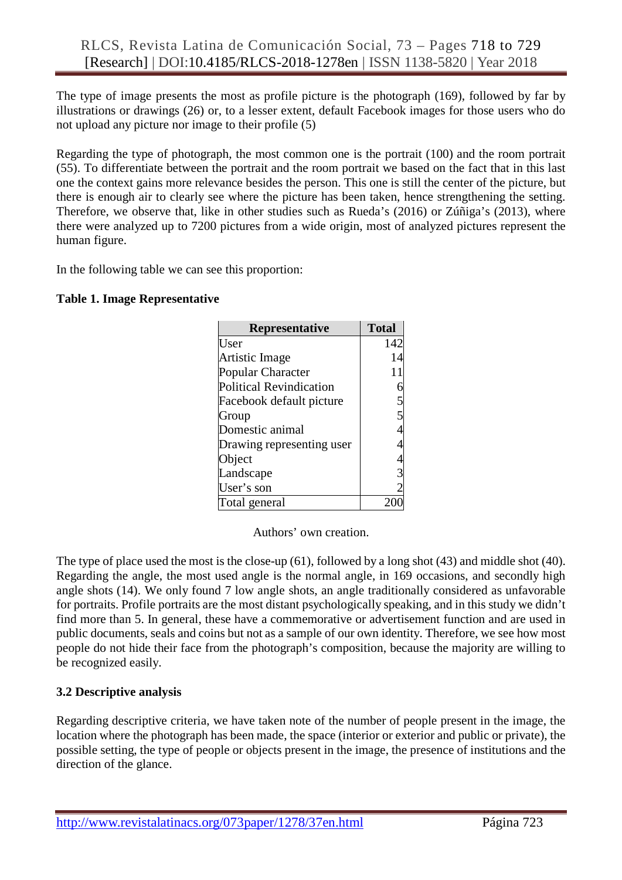The type of image presents the most as profile picture is the photograph (169), followed by far by illustrations or drawings (26) or, to a lesser extent, default Facebook images for those users who do not upload any picture nor image to their profile (5)

Regarding the type of photograph, the most common one is the portrait (100) and the room portrait (55). To differentiate between the portrait and the room portrait we based on the fact that in this last one the context gains more relevance besides the person. This one is still the center of the picture, but there is enough air to clearly see where the picture has been taken, hence strengthening the setting. Therefore, we observe that, like in other studies such as Rueda's (2016) or Zúñiga's (2013), where there were analyzed up to 7200 pictures from a wide origin, most of analyzed pictures represent the human figure.

In the following table we can see this proportion:

**Table 1. Image Representative**

| Representative | Total |
|---|---|
| User | 142 |
| Artistic Image | 14 |
| Popular Character | 11 |
| Political Revindication | 6 |
| Facebook default picture | 5 |
| Group | 5 |
| Domestic animal | 4 |
| Drawing representing user | 4 |
| Object | 4 |
| Landscape | 3 |
| User's son | 2 |
| Total general | 200 |

Authors' own creation.

The type of place used the most is the close-up (61), followed by a long shot (43) and middle shot (40). Regarding the angle, the most used angle is the normal angle, in 169 occasions, and secondly high angle shots (14). We only found 7 low angle shots, an angle traditionally considered as unfavorable for portraits. Profile portraits are the most distant psychologically speaking, and in this study we didn't find more than 5. In general, these have a commemorative or advertisement function and are used in public documents, seals and coins but not as a sample of our own identity. Therefore, we see how most people do not hide their face from the photograph's composition, because the majority are willing to be recognized easily.

### 3.2 Descriptive analysis

Regarding descriptive criteria, we have taken note of the number of people present in the image, the location where the photograph has been made, the space (interior or exterior and public or private), the possible setting, the type of people or objects present in the image, the presence of institutions and the direction of the glance.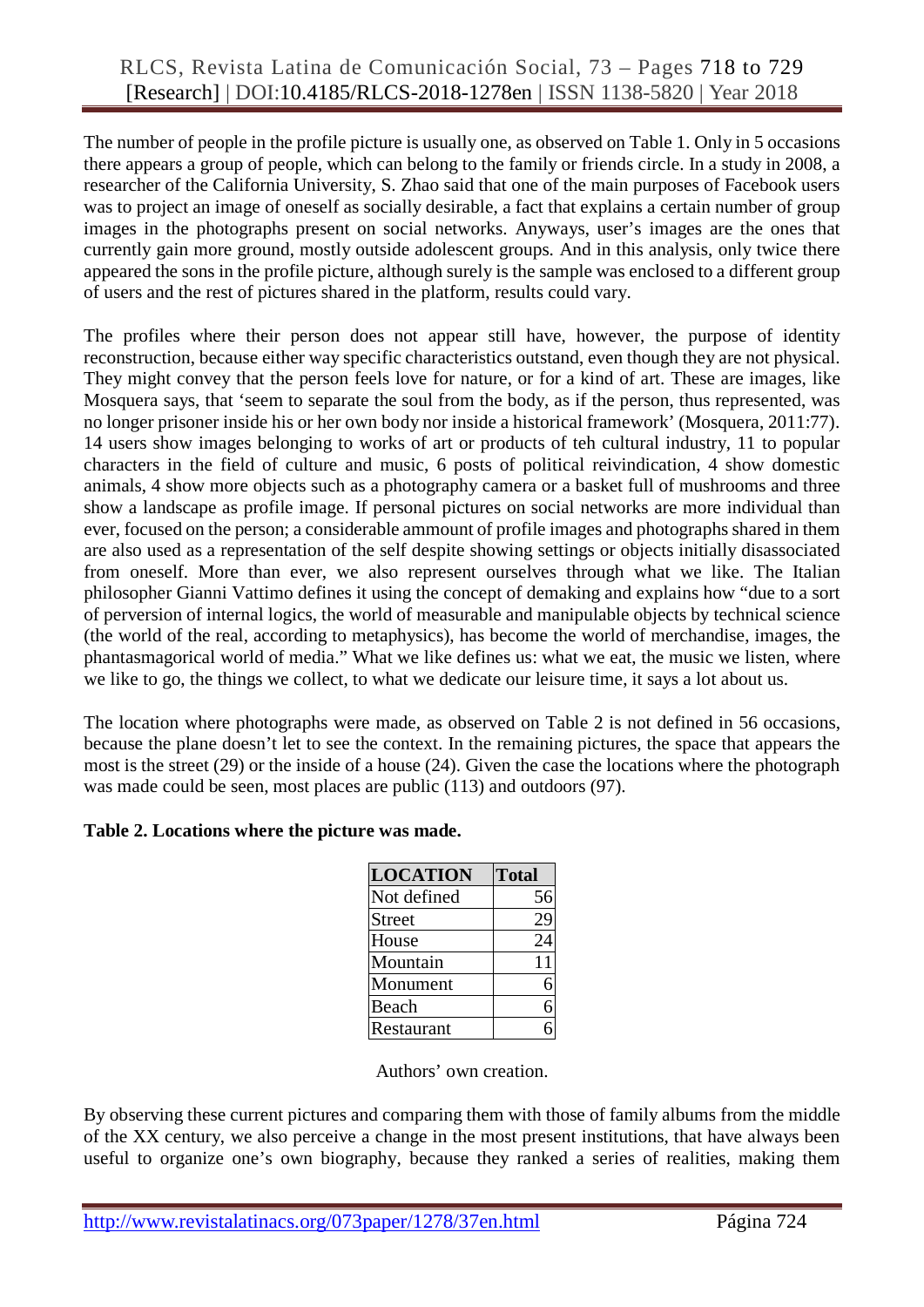The number of people in the profile picture is usually one, as observed on Table 1. Only in 5 occasions there appears a group of people, which can belong to the family or friends circle. In a study in 2008, a researcher of the California University, S. Zhao said that one of the main purposes of Facebook users was to project an image of oneself as socially desirable, a fact that explains a certain number of group images in the photographs present on social networks. Anyways, user's images are the ones that currently gain more ground, mostly outside adolescent groups. And in this analysis, only twice there appeared the sons in the profile picture, although surely is the sample was enclosed to a different group of users and the rest of pictures shared in the platform, results could vary.

The profiles where their person does not appear still have, however, the purpose of identity reconstruction, because either way specific characteristics outstand, even though they are not physical. They might convey that the person feels love for nature, or for a kind of art. These are images, like Mosquera says, that 'seem to separate the soul from the body, as if the person, thus represented, was no longer prisoner inside his or her own body nor inside a historical framework' (Mosquera, 2011:77). 14 users show images belonging to works of art or products of teh cultural industry, 11 to popular characters in the field of culture and music, 6 posts of political reivindication, 4 show domestic animals, 4 show more objects such as a photography camera or a basket full of mushrooms and three show a landscape as profile image. If personal pictures on social networks are more individual than ever, focused on the person; a considerable ammount of profile images and photographs shared in them are also used as a representation of the self despite showing settings or objects initially disassociated from oneself. More than ever, we also represent ourselves through what we like. The Italian philosopher Gianni Vattimo defines it using the concept of demaking and explains how "due to a sort of perversion of internal logics, the world of measurable and manipulable objects by technical science (the world of the real, according to metaphysics), has become the world of merchandise, images, the phantasmagorical world of media." What we like defines us: what we eat, the music we listen, where we like to go, the things we collect, to what we dedicate our leisure time, it says a lot about us.

The location where photographs were made, as observed on Table 2 is not defined in 56 occasions, because the plane doesn't let to see the context. In the remaining pictures, the space that appears the most is the street (29) or the inside of a house (24). Given the case the locations where the photograph was made could be seen, most places are public (113) and outdoors (97).

**Table 2. Locations where the picture was made.**

| LOCATION | Total |
|---|---|
| Not defined | 56 |
| Street | 29 |
| House | 24 |
| Mountain | 11 |
| Monument | 6 |
| Beach | 6 |
| Restaurant | 6 |

Authors' own creation.

By observing these current pictures and comparing them with those of family albums from the middle of the XX century, we also perceive a change in the most present institutions, that have always been useful to organize one's own biography, because they ranked a series of realities, making them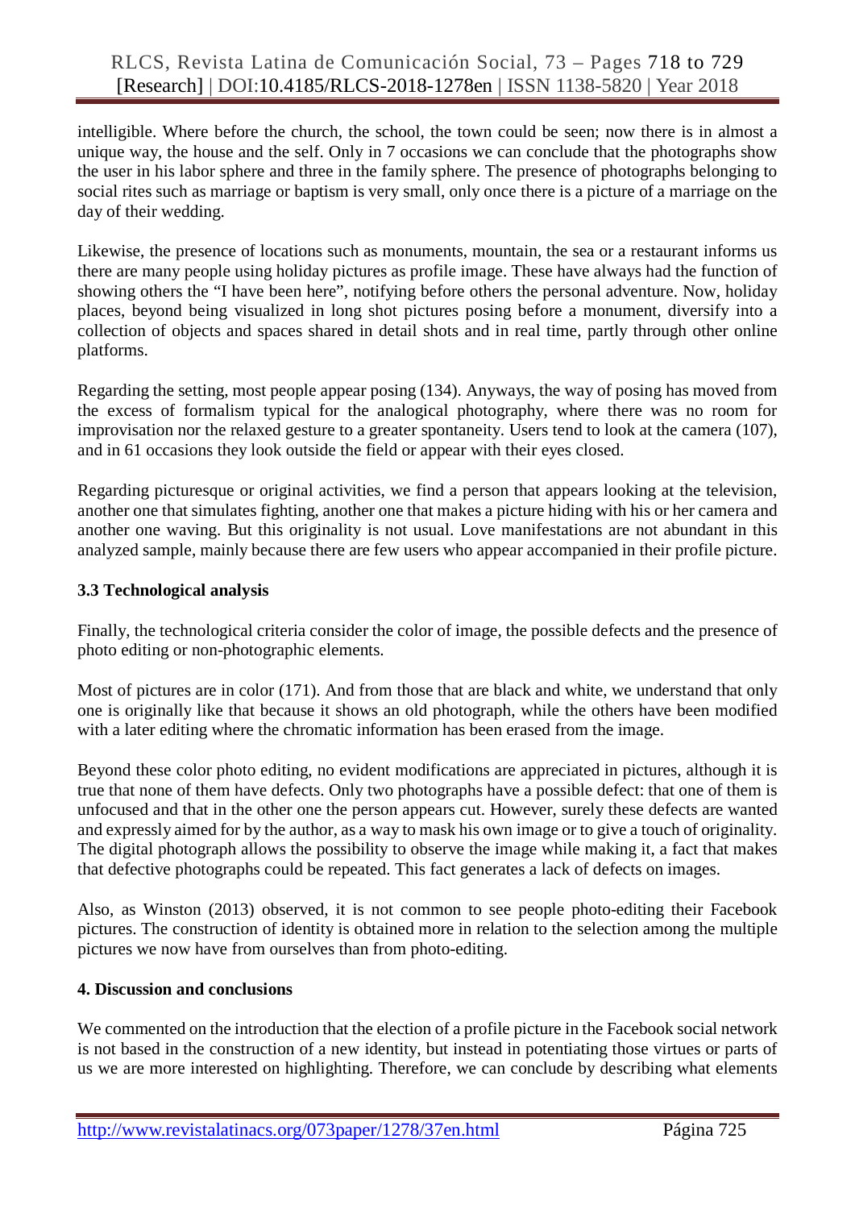intelligible. Where before the church, the school, the town could be seen; now there is in almost a unique way, the house and the self. Only in 7 occasions we can conclude that the photographs show the user in his labor sphere and three in the family sphere. The presence of photographs belonging to social rites such as marriage or baptism is very small, only once there is a picture of a marriage on the day of their wedding.

Likewise, the presence of locations such as monuments, mountain, the sea or a restaurant informs us there are many people using holiday pictures as profile image. These have always had the function of showing others the "I have been here", notifying before others the personal adventure. Now, holiday places, beyond being visualized in long shot pictures posing before a monument, diversify into a collection of objects and spaces shared in detail shots and in real time, partly through other online platforms.

Regarding the setting, most people appear posing (134). Anyways, the way of posing has moved from the excess of formalism typical for the analogical photography, where there was no room for improvisation nor the relaxed gesture to a greater spontaneity. Users tend to look at the camera (107), and in 61 occasions they look outside the field or appear with their eyes closed.

Regarding picturesque or original activities, we find a person that appears looking at the television, another one that simulates fighting, another one that makes a picture hiding with his or her camera and another one waving. But this originality is not usual. Love manifestations are not abundant in this analyzed sample, mainly because there are few users who appear accompanied in their profile picture.

### 3.3 Technological analysis

Finally, the technological criteria consider the color of image, the possible defects and the presence of photo editing or non-photographic elements.

Most of pictures are in color (171). And from those that are black and white, we understand that only one is originally like that because it shows an old photograph, while the others have been modified with a later editing where the chromatic information has been erased from the image.

Beyond these color photo editing, no evident modifications are appreciated in pictures, although it is true that none of them have defects. Only two photographs have a possible defect: that one of them is unfocused and that in the other one the person appears cut. However, surely these defects are wanted and expressly aimed for by the author, as a way to mask his own image or to give a touch of originality. The digital photograph allows the possibility to observe the image while making it, a fact that makes that defective photographs could be repeated. This fact generates a lack of defects on images.

Also, as Winston (2013) observed, it is not common to see people photo-editing their Facebook pictures. The construction of identity is obtained more in relation to the selection among the multiple pictures we now have from ourselves than from photo-editing.

## 4. Discussion and conclusions

We commented on the introduction that the election of a profile picture in the Facebook social network is not based in the construction of a new identity, but instead in potentiating those virtues or parts of us we are more interested on highlighting. Therefore, we can conclude by describing what elements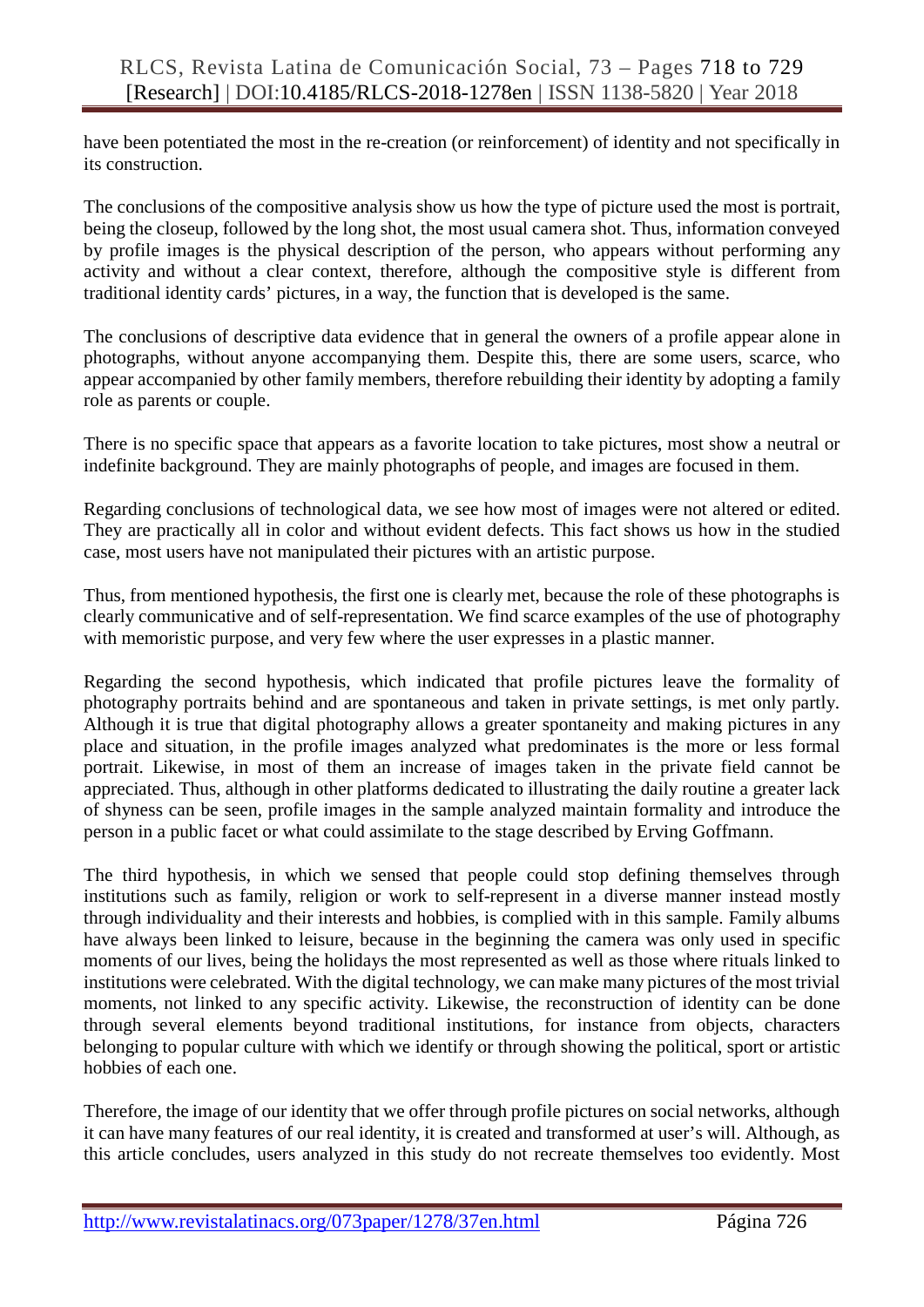have been potentiated the most in the re-creation (or reinforcement) of identity and not specifically in its construction.

The conclusions of the compositive analysis show us how the type of picture used the most is portrait, being the closeup, followed by the long shot, the most usual camera shot. Thus, information conveyed by profile images is the physical description of the person, who appears without performing any activity and without a clear context, therefore, although the compositive style is different from traditional identity cards' pictures, in a way, the function that is developed is the same.

The conclusions of descriptive data evidence that in general the owners of a profile appear alone in photographs, without anyone accompanying them. Despite this, there are some users, scarce, who appear accompanied by other family members, therefore rebuilding their identity by adopting a family role as parents or couple.

There is no specific space that appears as a favorite location to take pictures, most show a neutral or indefinite background. They are mainly photographs of people, and images are focused in them.

Regarding conclusions of technological data, we see how most of images were not altered or edited. They are practically all in color and without evident defects. This fact shows us how in the studied case, most users have not manipulated their pictures with an artistic purpose.

Thus, from mentioned hypothesis, the first one is clearly met, because the role of these photographs is clearly communicative and of self-representation. We find scarce examples of the use of photography with memoristic purpose, and very few where the user expresses in a plastic manner.

Regarding the second hypothesis, which indicated that profile pictures leave the formality of photography portraits behind and are spontaneous and taken in private settings, is met only partly. Although it is true that digital photography allows a greater spontaneity and making pictures in any place and situation, in the profile images analyzed what predominates is the more or less formal portrait. Likewise, in most of them an increase of images taken in the private field cannot be appreciated. Thus, although in other platforms dedicated to illustrating the daily routine a greater lack of shyness can be seen, profile images in the sample analyzed maintain formality and introduce the person in a public facet or what could assimilate to the stage described by Erving Goffmann.

The third hypothesis, in which we sensed that people could stop defining themselves through institutions such as family, religion or work to self-represent in a diverse manner instead mostly through individuality and their interests and hobbies, is complied with in this sample. Family albums have always been linked to leisure, because in the beginning the camera was only used in specific moments of our lives, being the holidays the most represented as well as those where rituals linked to institutions were celebrated. With the digital technology, we can make many pictures of the most trivial moments, not linked to any specific activity. Likewise, the reconstruction of identity can be done through several elements beyond traditional institutions, for instance from objects, characters belonging to popular culture with which we identify or through showing the political, sport or artistic hobbies of each one.

Therefore, the image of our identity that we offer through profile pictures on social networks, although it can have many features of our real identity, it is created and transformed at user's will. Although, as this article concludes, users analyzed in this study do not recreate themselves too evidently. Most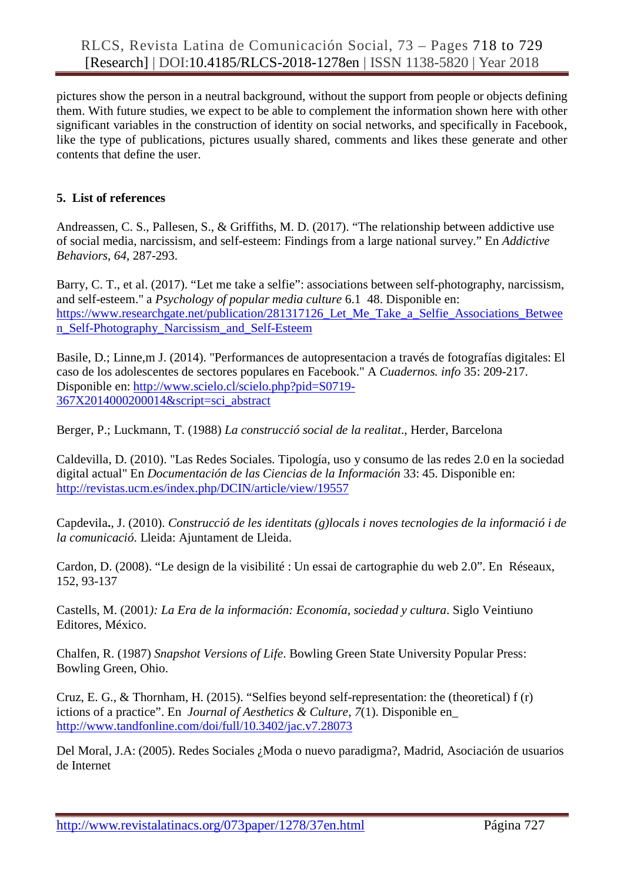pictures show the person in a neutral background, without the support from people or objects defining them. With future studies, we expect to be able to complement the information shown here with other significant variables in the construction of identity on social networks, and specifically in Facebook, like the type of publications, pictures usually shared, comments and likes these generate and other contents that define the user.

## 5. List of references

Andreassen, C. S., Pallesen, S., & Griffiths, M. D. (2017). "The relationship between addictive use of social media, narcissism, and self-esteem: Findings from a large national survey." En *Addictive Behaviors*, *64*, 287-293.

Barry, C. T., et al. (2017). "Let me take a selfie": associations between self-photography, narcissism, and self-esteem." a *Psychology of popular media culture* 6.1 48. Disponible en: https://www.researchgate.net/publication/281317126_Let_Me_Take_a_Selfie_Associations_Between_Self-Photography_Narcissism_and_Self-Esteem

Basile, D.; Linne,m J. (2014). "Performances de autopresentacion a través de fotografías digitales: El caso de los adolescentes de sectores populares en Facebook." A *Cuadernos. info* 35: 209-217. Disponible en: http://www.scielo.cl/scielo.php?pid=S0719-367X2014000200014&script=sci_abstract

Berger, P.; Luckmann, T. (1988) *La construcció social de la realitat*., Herder, Barcelona

Caldevilla, D. (2010). "Las Redes Sociales. Tipología, uso y consumo de las redes 2.0 en la sociedad digital actual" En *Documentación de las Ciencias de la Información* 33: 45. Disponible en: http://revistas.ucm.es/index.php/DCIN/article/view/19557

Capdevila**.**, J. (2010). *Construcció de les identitats (g)locals i noves tecnologies de la informació i de la comunicació.* Lleida: Ajuntament de Lleida.

Cardon, D. (2008). "Le design de la visibilité : Un essai de cartographie du web 2.0". En Réseaux, 152, 93-137

Castells, M. (2001*): La Era de la información: Economía, sociedad y cultura*. Siglo Veintiuno Editores, México.

Chalfen, R. (1987) *Snapshot Versions of Life*. Bowling Green State University Popular Press: Bowling Green, Ohio.

Cruz, E. G., & Thornham, H. (2015). "Selfies beyond self-representation: the (theoretical) f (r) ictions of a practice". En *Journal of Aesthetics & Culture*, *7*(1). Disponible en_ http://www.tandfonline.com/doi/full/10.3402/jac.v7.28073

Del Moral, J.A: (2005). Redes Sociales ¿Moda o nuevo paradigma?, Madrid, Asociación de usuarios de Internet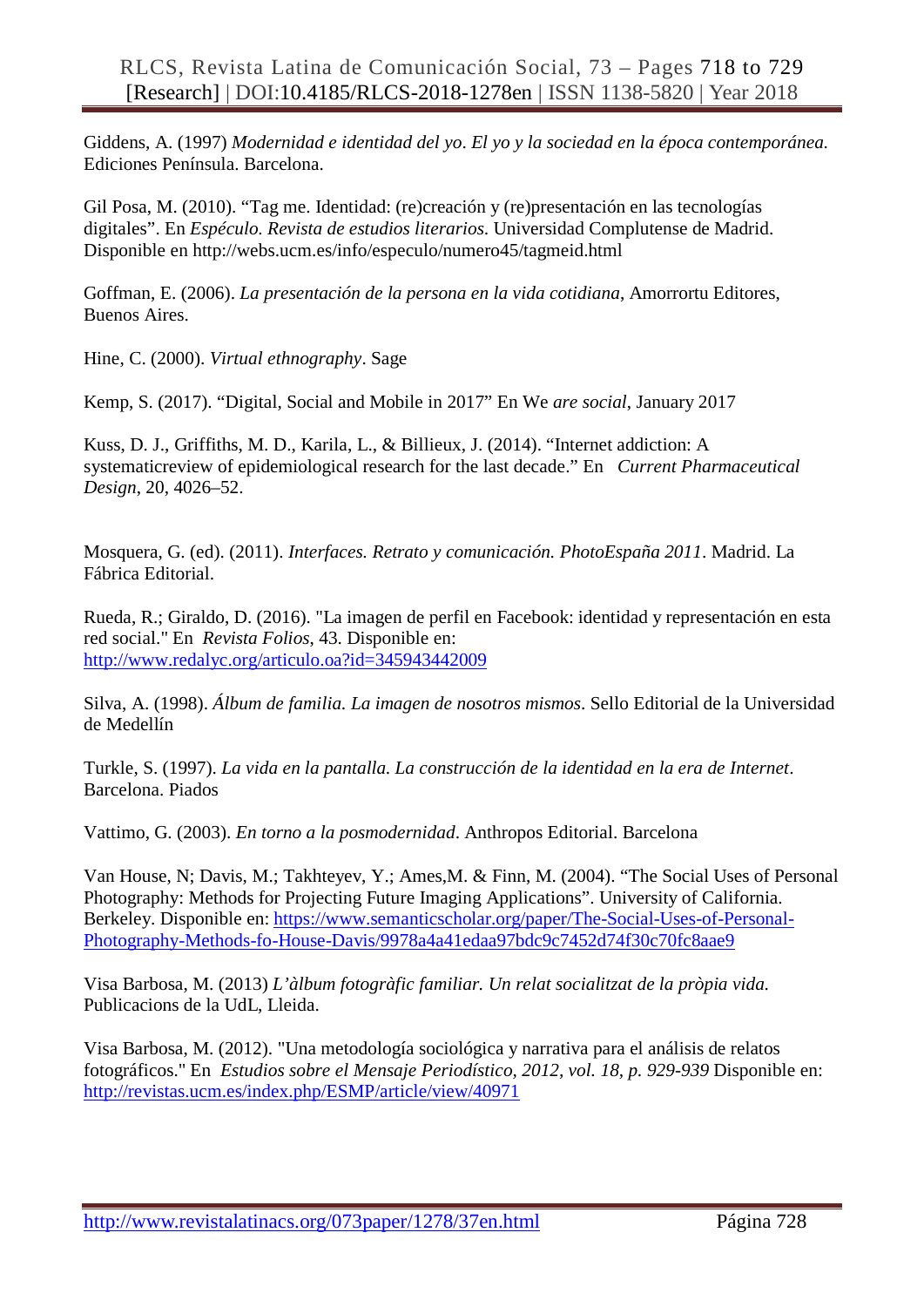Giddens, A. (1997) *Modernidad e identidad del yo. El yo y la sociedad en la época contemporánea.* Ediciones Península. Barcelona.

Gil Posa, M. (2010). "Tag me. Identidad: (re)creación y (re)presentación en las tecnologías digitales". En *Espéculo. Revista de estudios literarios.* Universidad Complutense de Madrid. Disponible en http://webs.ucm.es/info/especulo/numero45/tagmeid.html

Goffman, E. (2006). *La presentación de la persona en la vida cotidiana*, Amorrortu Editores, Buenos Aires.

Hine, C. (2000). *Virtual ethnography*. Sage

Kemp, S. (2017). "Digital, Social and Mobile in 2017" En We *are social*, January 2017

Kuss, D. J., Griffiths, M. D., Karila, L., & Billieux, J. (2014). "Internet addiction: A systematicreview of epidemiological research for the last decade." En *Current Pharmaceutical Design*, 20, 4026–52.

Mosquera, G. (ed). (2011). *Interfaces. Retrato y comunicación. PhotoEspaña 2011*. Madrid. La Fábrica Editorial.

Rueda, R.; Giraldo, D. (2016). "La imagen de perfil en Facebook: identidad y representación en esta red social." En *Revista Folios*, 43. Disponible en: http://www.redalyc.org/articulo.oa?id=345943442009

Silva, A. (1998). *Álbum de familia. La imagen de nosotros mismos*. Sello Editorial de la Universidad de Medellín

Turkle, S. (1997). *La vida en la pantalla. La construcción de la identidad en la era de Internet*. Barcelona. Piados

Vattimo, G. (2003). *En torno a la posmodernidad*. Anthropos Editorial. Barcelona

Van House, N; Davis, M.; Takhteyev, Y.; Ames,M. & Finn, M. (2004). "The Social Uses of Personal Photography: Methods for Projecting Future Imaging Applications". University of California. Berkeley. Disponible en: https://www.semanticscholar.org/paper/The-Social-Uses-of-Personal-Photography-Methods-fo-House-Davis/9978a4a41edaa97bdc9c7452d74f30c70fc8aae9

Visa Barbosa, M. (2013) *L'àlbum fotogràfic familiar. Un relat socialitzat de la pròpia vida.* Publicacions de la UdL, Lleida.

Visa Barbosa, M. (2012). "Una metodología sociológica y narrativa para el análisis de relatos fotográficos." En *Estudios sobre el Mensaje Periodístico, 2012, vol. 18, p. 929-939* Disponible en: http://revistas.ucm.es/index.php/ESMP/article/view/40971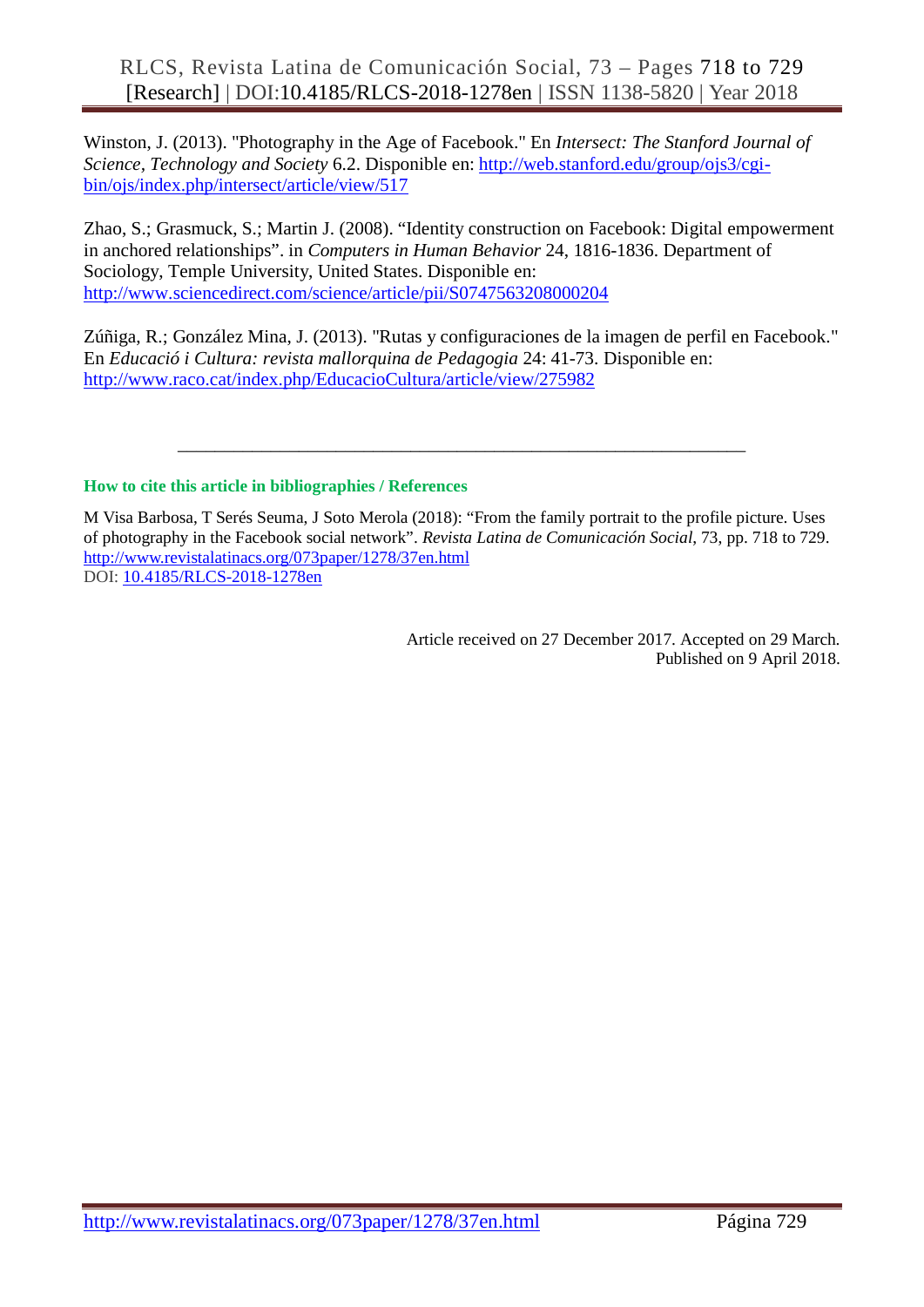Winston, J. (2013). "Photography in the Age of Facebook." En *Intersect: The Stanford Journal of Science, Technology and Society* 6.2. Disponible en: http://web.stanford.edu/group/ojs3/cgi-bin/ojs/index.php/intersect/article/view/517

Zhao, S.; Grasmuck, S.; Martin J. (2008). "Identity construction on Facebook: Digital empowerment in anchored relationships". in *Computers in Human Behavior* 24, 1816-1836. Department of Sociology, Temple University, United States. Disponible en: http://www.sciencedirect.com/science/article/pii/S0747563208000204

Zúñiga, R.; González Mina, J. (2013). "Rutas y configuraciones de la imagen de perfil en Facebook." En *Educació i Cultura: revista mallorquina de Pedagogia* 24: 41-73. Disponible en: http://www.raco.cat/index.php/EducacioCultura/article/view/275982

---

**How to cite this article in bibliographies / References**

M Visa Barbosa, T Serés Seuma, J Soto Merola (2018): "From the family portrait to the profile picture. Uses of photography in the Facebook social network". *Revista Latina de Comunicación Social*, 73, pp. 718 to 729.
http://www.revistalatinacs.org/073paper/1278/37en.html
DOI: 10.4185/RLCS-2018-1278en

Article received on 27 December 2017. Accepted on 29 March.
Published on 9 April 2018.